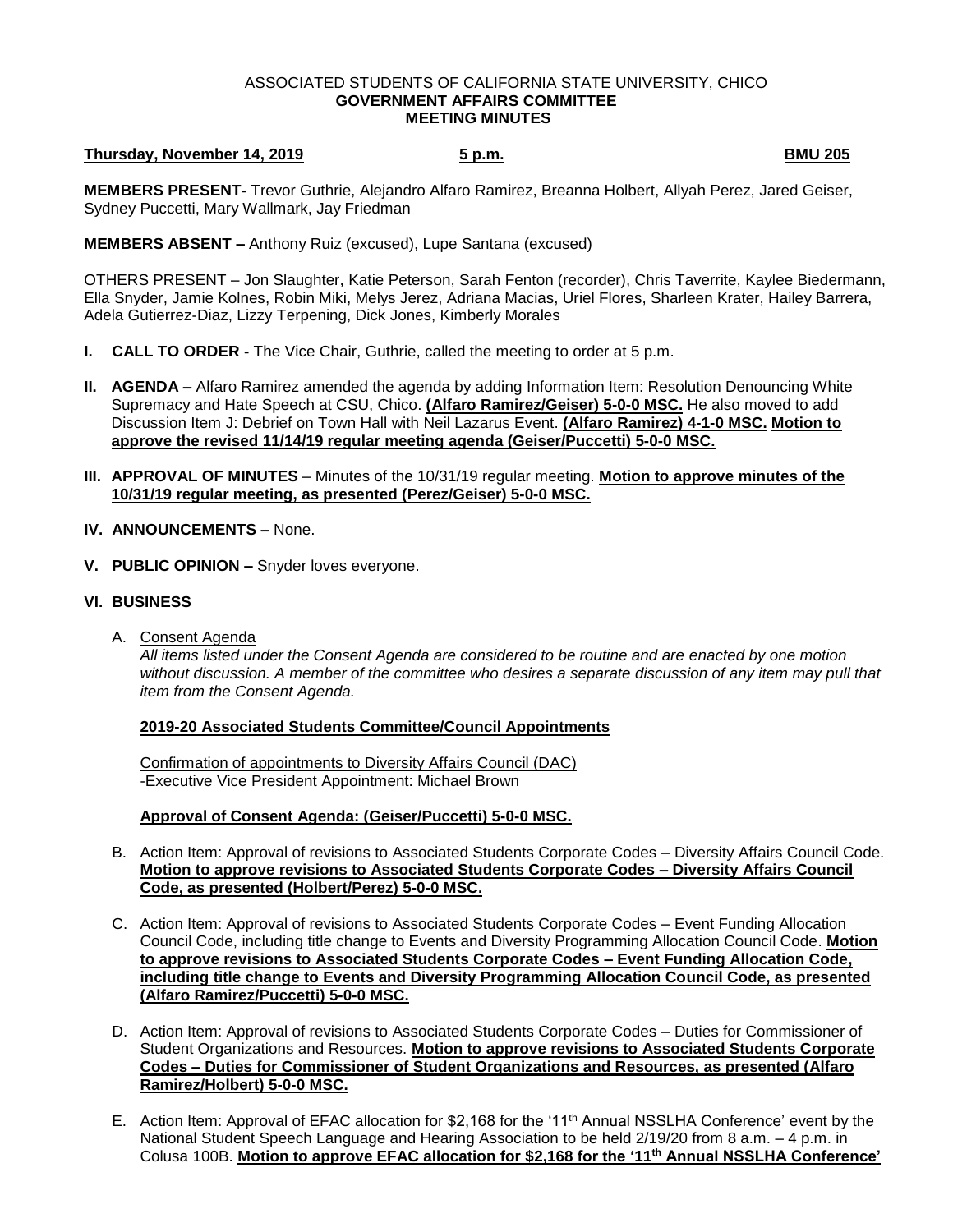ASSOCIATED STUDENTS OF CALIFORNIA STATE UNIVERSITY, CHICO
**GOVERNMENT AFFAIRS COMMITTEE**
**MEETING MINUTES**

**Thursday, November 14, 2019** **5 p.m.** **BMU 205**

**MEMBERS PRESENT-** Trevor Guthrie, Alejandro Alfaro Ramirez, Breanna Holbert, Allyah Perez, Jared Geiser, Sydney Puccetti, Mary Wallmark, Jay Friedman

**MEMBERS ABSENT –** Anthony Ruiz (excused), Lupe Santana (excused)

OTHERS PRESENT – Jon Slaughter, Katie Peterson, Sarah Fenton (recorder), Chris Taverrite, Kaylee Biedermann, Ella Snyder, Jamie Kolnes, Robin Miki, Melys Jerez, Adriana Macias, Uriel Flores, Sharleen Krater, Hailey Barrera, Adela Gutierrez-Diaz, Lizzy Terpening, Dick Jones, Kimberly Morales

**I. CALL TO ORDER -** The Vice Chair, Guthrie, called the meeting to order at 5 p.m.

**II. AGENDA –** Alfaro Ramirez amended the agenda by adding Information Item: Resolution Denouncing White Supremacy and Hate Speech at CSU, Chico. **(Alfaro Ramirez/Geiser) 5-0-0 MSC.** He also moved to add Discussion Item J: Debrief on Town Hall with Neil Lazarus Event. **(Alfaro Ramirez) 4-1-0 MSC. Motion to approve the revised 11/14/19 regular meeting agenda (Geiser/Puccetti) 5-0-0 MSC.**

**III. APPROVAL OF MINUTES** – Minutes of the 10/31/19 regular meeting. **Motion to approve minutes of the 10/31/19 regular meeting, as presented (Perez/Geiser) 5-0-0 MSC.**

**IV. ANNOUNCEMENTS –** None.

**V. PUBLIC OPINION –** Snyder loves everyone.

**VI. BUSINESS**

A. Consent Agenda
*All items listed under the Consent Agenda are considered to be routine and are enacted by one motion without discussion. A member of the committee who desires a separate discussion of any item may pull that item from the Consent Agenda.*

**2019-20 Associated Students Committee/Council Appointments**

Confirmation of appointments to Diversity Affairs Council (DAC)
-Executive Vice President Appointment: Michael Brown

**Approval of Consent Agenda: (Geiser/Puccetti) 5-0-0 MSC.**

B. Action Item: Approval of revisions to Associated Students Corporate Codes – Diversity Affairs Council Code. **Motion to approve revisions to Associated Students Corporate Codes – Diversity Affairs Council Code, as presented (Holbert/Perez) 5-0-0 MSC.**

C. Action Item: Approval of revisions to Associated Students Corporate Codes – Event Funding Allocation Council Code, including title change to Events and Diversity Programming Allocation Council Code. **Motion to approve revisions to Associated Students Corporate Codes – Event Funding Allocation Code, including title change to Events and Diversity Programming Allocation Council Code, as presented (Alfaro Ramirez/Puccetti) 5-0-0 MSC.**

D. Action Item: Approval of revisions to Associated Students Corporate Codes – Duties for Commissioner of Student Organizations and Resources. **Motion to approve revisions to Associated Students Corporate Codes – Duties for Commissioner of Student Organizations and Resources, as presented (Alfaro Ramirez/Holbert) 5-0-0 MSC.**

E. Action Item: Approval of EFAC allocation for $2,168 for the '11th Annual NSSLHA Conference' event by the National Student Speech Language and Hearing Association to be held 2/19/20 from 8 a.m. – 4 p.m. in Colusa 100B. **Motion to approve EFAC allocation for $2,168 for the '11th Annual NSSLHA Conference'**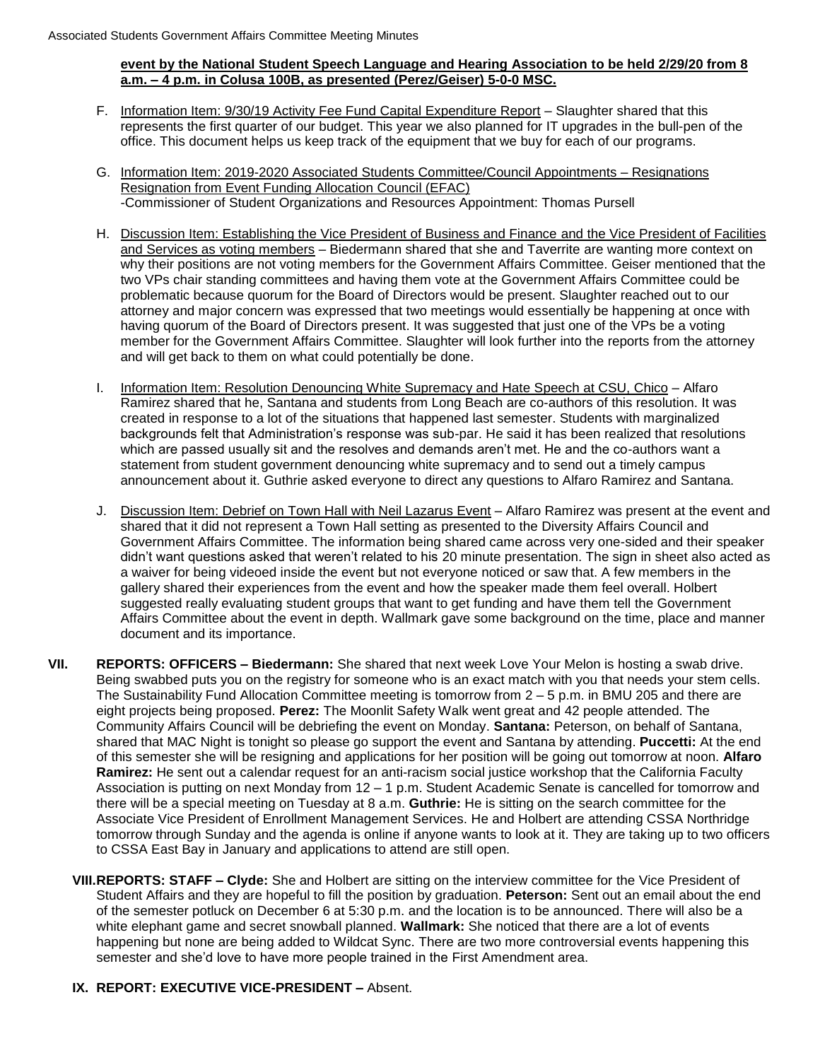**event by the National Student Speech Language and Hearing Association to be held 2/29/20 from 8 a.m. – 4 p.m. in Colusa 100B, as presented (Perez/Geiser) 5-0-0 MSC.**

F. Information Item: 9/30/19 Activity Fee Fund Capital Expenditure Report – Slaughter shared that this represents the first quarter of our budget. This year we also planned for IT upgrades in the bull-pen of the office. This document helps us keep track of the equipment that we buy for each of our programs.

G. Information Item: 2019-2020 Associated Students Committee/Council Appointments – Resignations Resignation from Event Funding Allocation Council (EFAC)
-Commissioner of Student Organizations and Resources Appointment: Thomas Pursell

H. Discussion Item: Establishing the Vice President of Business and Finance and the Vice President of Facilities and Services as voting members – Biedermann shared that she and Taverrite are wanting more context on why their positions are not voting members for the Government Affairs Committee. Geiser mentioned that the two VPs chair standing committees and having them vote at the Government Affairs Committee could be problematic because quorum for the Board of Directors would be present. Slaughter reached out to our attorney and major concern was expressed that two meetings would essentially be happening at once with having quorum of the Board of Directors present. It was suggested that just one of the VPs be a voting member for the Government Affairs Committee. Slaughter will look further into the reports from the attorney and will get back to them on what could potentially be done.

I. Information Item: Resolution Denouncing White Supremacy and Hate Speech at CSU, Chico – Alfaro Ramirez shared that he, Santana and students from Long Beach are co-authors of this resolution. It was created in response to a lot of the situations that happened last semester. Students with marginalized backgrounds felt that Administration's response was sub-par. He said it has been realized that resolutions which are passed usually sit and the resolves and demands aren't met. He and the co-authors want a statement from student government denouncing white supremacy and to send out a timely campus announcement about it. Guthrie asked everyone to direct any questions to Alfaro Ramirez and Santana.

J. Discussion Item: Debrief on Town Hall with Neil Lazarus Event – Alfaro Ramirez was present at the event and shared that it did not represent a Town Hall setting as presented to the Diversity Affairs Council and Government Affairs Committee. The information being shared came across very one-sided and their speaker didn't want questions asked that weren't related to his 20 minute presentation. The sign in sheet also acted as a waiver for being videoed inside the event but not everyone noticed or saw that. A few members in the gallery shared their experiences from the event and how the speaker made them feel overall. Holbert suggested really evaluating student groups that want to get funding and have them tell the Government Affairs Committee about the event in depth. Wallmark gave some background on the time, place and manner document and its importance.

**VII. REPORTS: OFFICERS – Biedermann:** She shared that next week Love Your Melon is hosting a swab drive. Being swabbed puts you on the registry for someone who is an exact match with you that needs your stem cells. The Sustainability Fund Allocation Committee meeting is tomorrow from 2 – 5 p.m. in BMU 205 and there are eight projects being proposed. **Perez:** The Moonlit Safety Walk went great and 42 people attended. The Community Affairs Council will be debriefing the event on Monday. **Santana:** Peterson, on behalf of Santana, shared that MAC Night is tonight so please go support the event and Santana by attending. **Puccetti:** At the end of this semester she will be resigning and applications for her position will be going out tomorrow at noon. **Alfaro Ramirez:** He sent out a calendar request for an anti-racism social justice workshop that the California Faculty Association is putting on next Monday from 12 – 1 p.m. Student Academic Senate is cancelled for tomorrow and there will be a special meeting on Tuesday at 8 a.m. **Guthrie:** He is sitting on the search committee for the Associate Vice President of Enrollment Management Services. He and Holbert are attending CSSA Northridge tomorrow through Sunday and the agenda is online if anyone wants to look at it. They are taking up to two officers to CSSA East Bay in January and applications to attend are still open.

**VIII. REPORTS: STAFF – Clyde:** She and Holbert are sitting on the interview committee for the Vice President of Student Affairs and they are hopeful to fill the position by graduation. **Peterson:** Sent out an email about the end of the semester potluck on December 6 at 5:30 p.m. and the location is to be announced. There will also be a white elephant game and secret snowball planned. **Wallmark:** She noticed that there are a lot of events happening but none are being added to Wildcat Sync. There are two more controversial events happening this semester and she'd love to have more people trained in the First Amendment area.

**IX. REPORT: EXECUTIVE VICE-PRESIDENT –** Absent.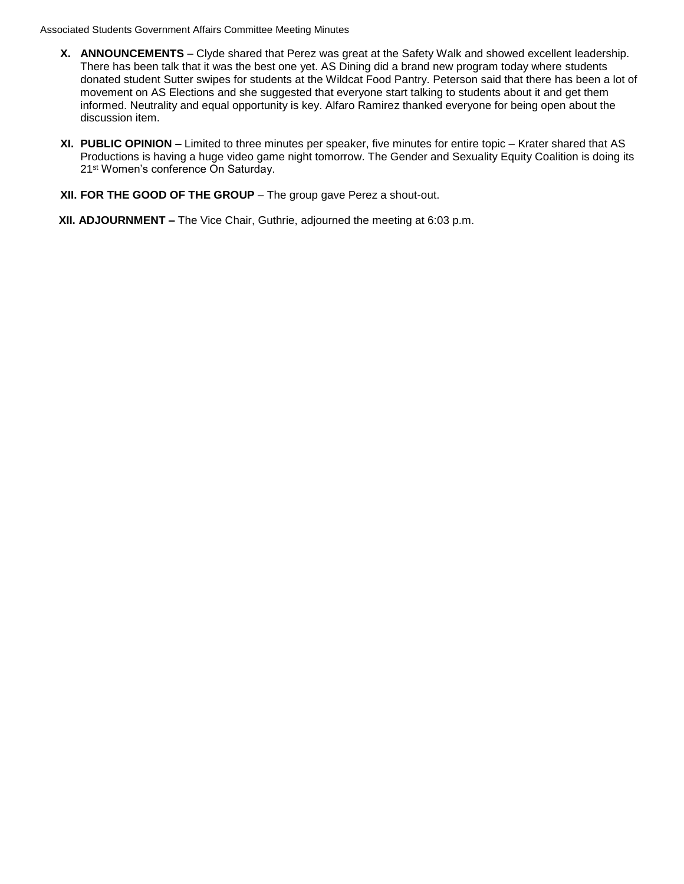**X. ANNOUNCEMENTS** – Clyde shared that Perez was great at the Safety Walk and showed excellent leadership. There has been talk that it was the best one yet. AS Dining did a brand new program today where students donated student Sutter swipes for students at the Wildcat Food Pantry. Peterson said that there has been a lot of movement on AS Elections and she suggested that everyone start talking to students about it and get them informed. Neutrality and equal opportunity is key. Alfaro Ramirez thanked everyone for being open about the discussion item.

**XI. PUBLIC OPINION –** Limited to three minutes per speaker, five minutes for entire topic – Krater shared that AS Productions is having a huge video game night tomorrow. The Gender and Sexuality Equity Coalition is doing its 21st Women's conference On Saturday.

**XII. FOR THE GOOD OF THE GROUP** – The group gave Perez a shout-out.

**XII. ADJOURNMENT –** The Vice Chair, Guthrie, adjourned the meeting at 6:03 p.m.